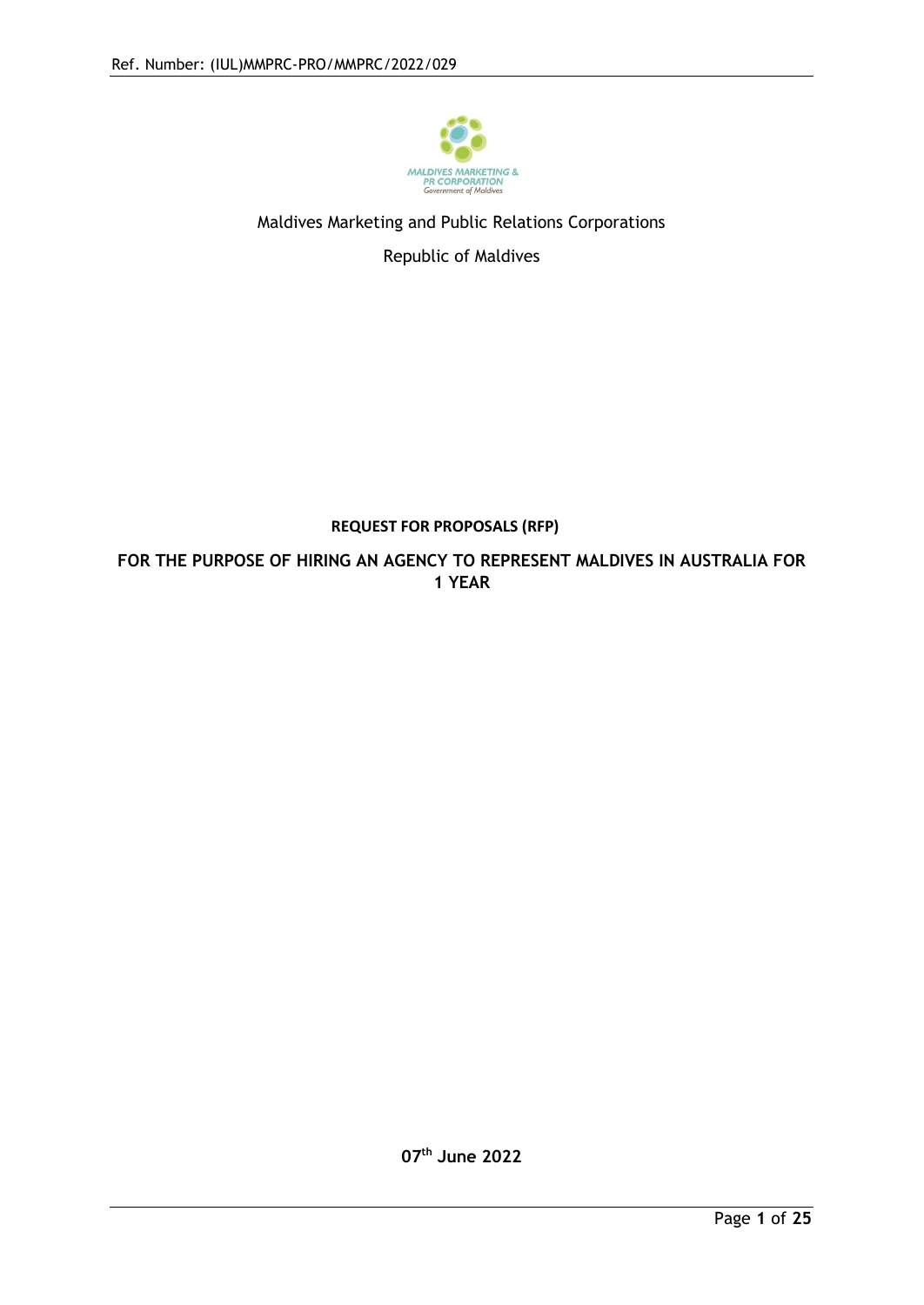Maldives Marketing and Public Relations Corporations

Republic of Maldives

**REQUEST FOR PROPOSALS (RFP)**

**FOR THE PURPOSE OF HIRING AN AGENCY TO REPRESENT MALDIVES IN AUSTRALIA FOR 1 YEAR**

**07th June 2022**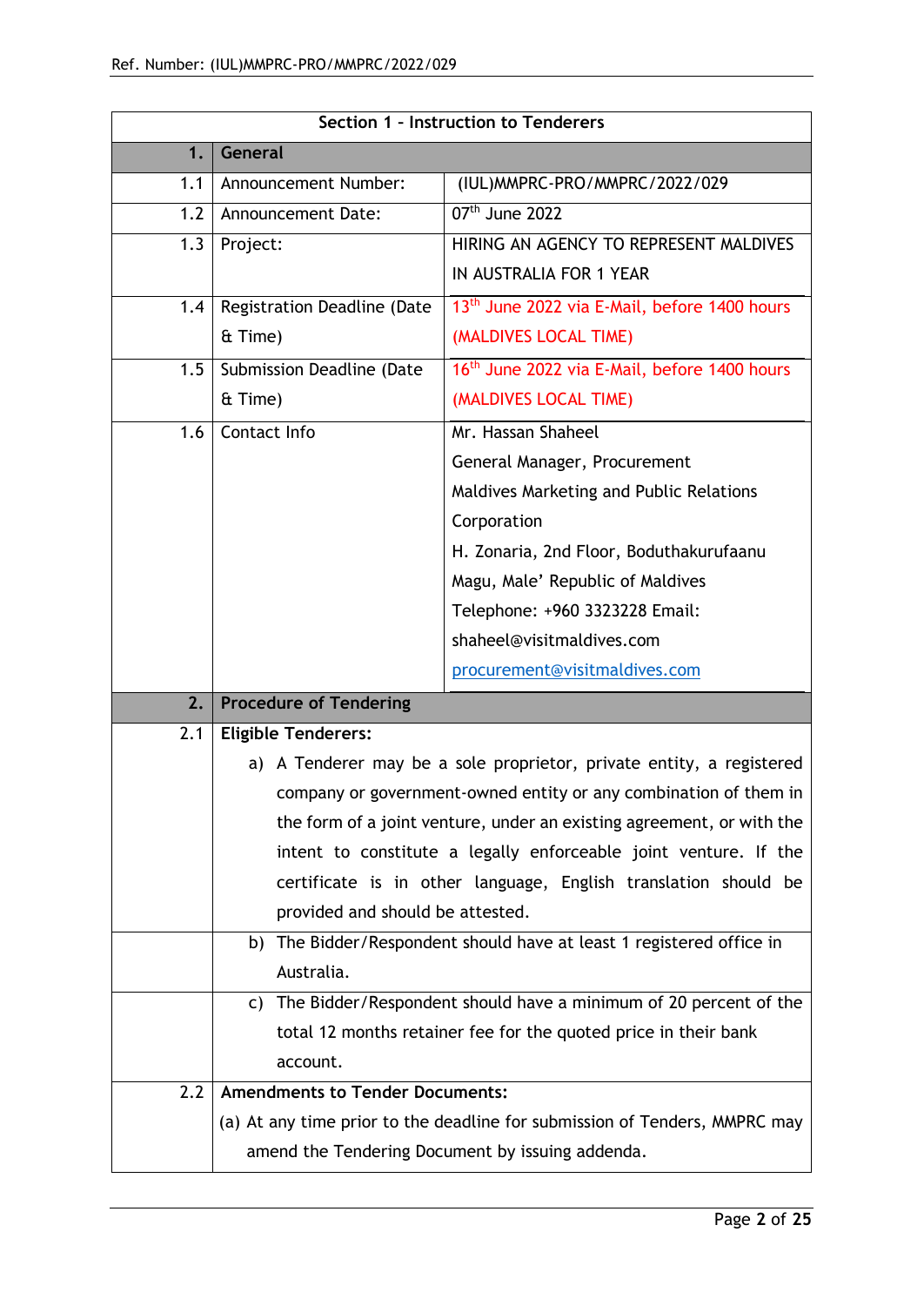| Section 1 – Instruction to Tenderers | | |
|---|---|---|
| **1.** | **General** | |
| 1.1 | Announcement Number: | (IUL)MMPRC-PRO/MMPRC/2022/029 |
| 1.2 | Announcement Date: | 07th June 2022 |
| 1.3 | Project: | HIRING AN AGENCY TO REPRESENT MALDIVES IN AUSTRALIA FOR 1 YEAR |
| 1.4 | Registration Deadline (Date & Time) | 13th June 2022 via E-Mail, before 1400 hours (MALDIVES LOCAL TIME) |
| 1.5 | Submission Deadline (Date & Time) | 16th June 2022 via E-Mail, before 1400 hours (MALDIVES LOCAL TIME) |
| 1.6 | Contact Info | Mr. Hassan Shaheel<br>General Manager, Procurement<br>Maldives Marketing and Public Relations Corporation<br>H. Zonaria, 2nd Floor, Boduthakurufaanu Magu, Male' Republic of Maldives<br>Telephone: +960 3323228 Email: shaheel@visitmaldives.com<br>procurement@visitmaldives.com |
| **2.** | **Procedure of Tendering** | |
| 2.1 | **Eligible Tenderers:**<br>a) A Tenderer may be a sole proprietor, private entity, a registered company or government-owned entity or any combination of them in the form of a joint venture, under an existing agreement, or with the intent to constitute a legally enforceable joint venture. If the certificate is in other language, English translation should be provided and should be attested. | |
| | b) The Bidder/Respondent should have at least 1 registered office in Australia. | |
| | c) The Bidder/Respondent should have a minimum of 20 percent of the total 12 months retainer fee for the quoted price in their bank account. | |
| 2.2 | **Amendments to Tender Documents:**<br>(a) At any time prior to the deadline for submission of Tenders, MMPRC may amend the Tendering Document by issuing addenda. | |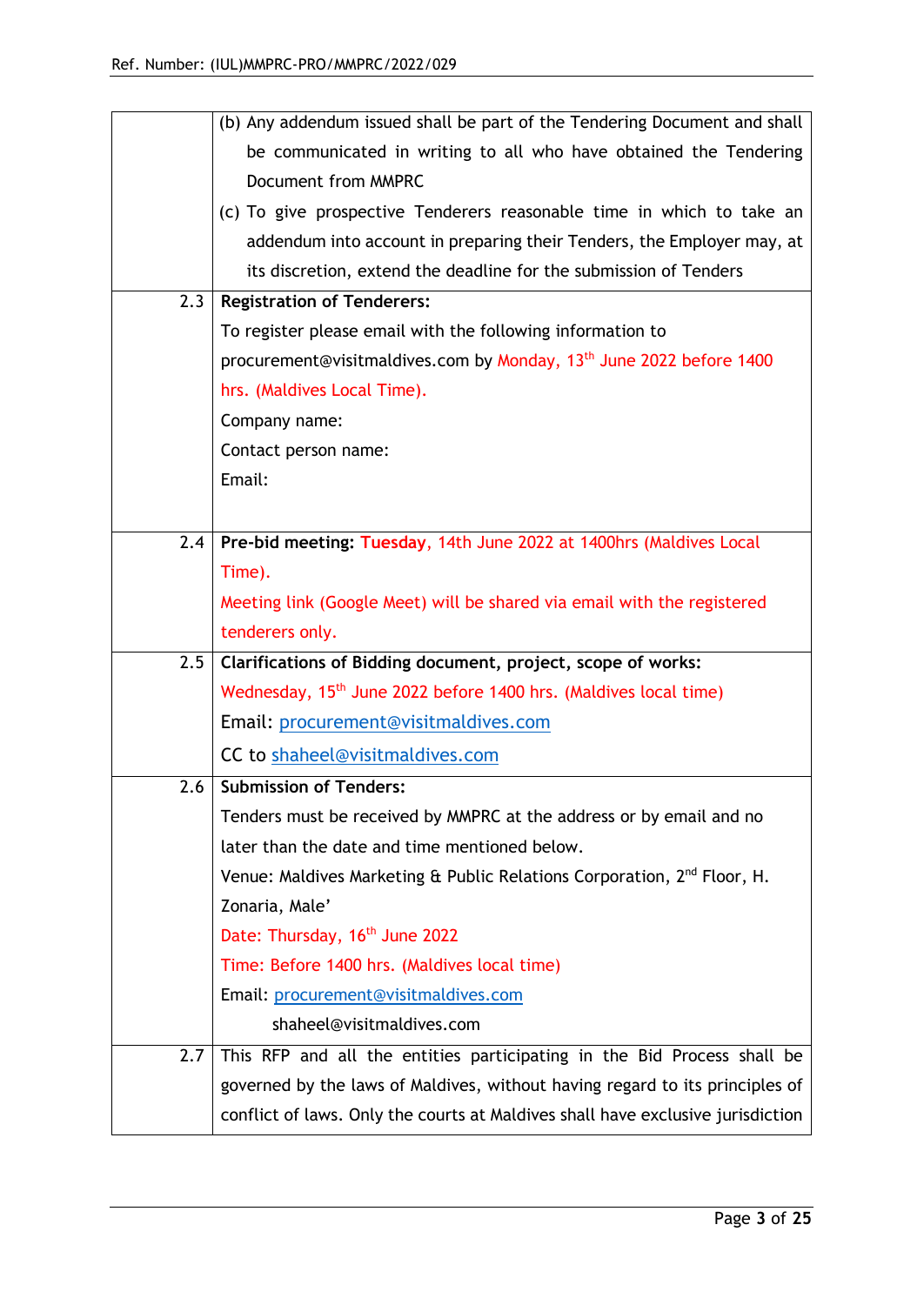|  |  |
|---|---|
|  | (b) Any addendum issued shall be part of the Tendering Document and shall be communicated in writing to all who have obtained the Tendering Document from MMPRC<br>(c) To give prospective Tenderers reasonable time in which to take an addendum into account in preparing their Tenders, the Employer may, at its discretion, extend the deadline for the submission of Tenders |
| 2.3 | **Registration of Tenderers:**<br>To register please email with the following information to procurement@visitmaldives.com by Monday, 13th June 2022 before 1400 hrs. (Maldives Local Time).<br>Company name:<br>Contact person name:<br>Email: |
| 2.4 | **Pre-bid meeting: Tuesday**, 14th June 2022 at 1400hrs (Maldives Local Time).<br>Meeting link (Google Meet) will be shared via email with the registered tenderers only. |
| 2.5 | **Clarifications of Bidding document, project, scope of works:**<br>Wednesday, 15th June 2022 before 1400 hrs. (Maldives local time)<br>Email: procurement@visitmaldives.com<br>CC to shaheel@visitmaldives.com |
| 2.6 | **Submission of Tenders:**<br>Tenders must be received by MMPRC at the address or by email and no later than the date and time mentioned below.<br>Venue: Maldives Marketing & Public Relations Corporation, 2nd Floor, H. Zonaria, Male'<br>Date: Thursday, 16th June 2022<br>Time: Before 1400 hrs. (Maldives local time)<br>Email: procurement@visitmaldives.com<br>shaheel@visitmaldives.com |
| 2.7 | This RFP and all the entities participating in the Bid Process shall be governed by the laws of Maldives, without having regard to its principles of conflict of laws. Only the courts at Maldives shall have exclusive jurisdiction |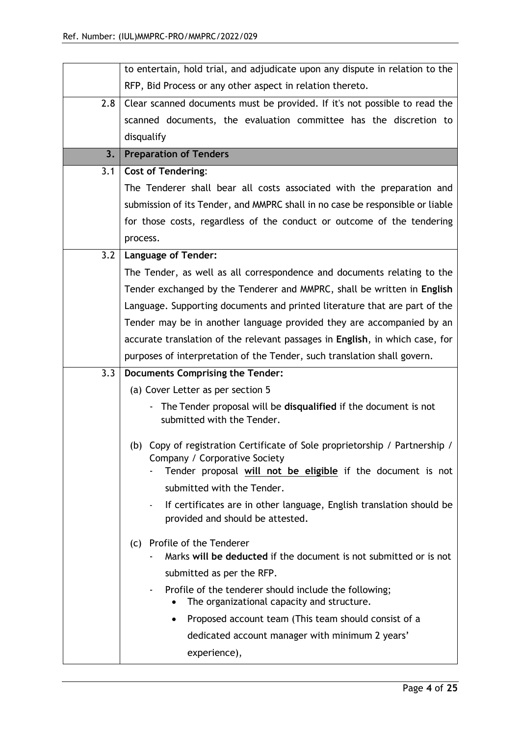| | |
|---|---|
| | to entertain, hold trial, and adjudicate upon any dispute in relation to the RFP, Bid Process or any other aspect in relation thereto. |
| 2.8 | Clear scanned documents must be provided. If it's not possible to read the scanned documents, the evaluation committee has the discretion to disqualify |
| **3.** | **Preparation of Tenders** |
| 3.1 | **Cost of Tendering**:<br>The Tenderer shall bear all costs associated with the preparation and submission of its Tender, and MMPRC shall in no case be responsible or liable for those costs, regardless of the conduct or outcome of the tendering process. |
| 3.2 | **Language of Tender:**<br>The Tender, as well as all correspondence and documents relating to the Tender exchanged by the Tenderer and MMPRC, shall be written in **English** Language. Supporting documents and printed literature that are part of the Tender may be in another language provided they are accompanied by an accurate translation of the relevant passages in **English**, in which case, for purposes of interpretation of the Tender, such translation shall govern. |
| 3.3 | **Documents Comprising the Tender:**<br>(a) Cover Letter as per section 5<br>- The Tender proposal will be **disqualified** if the document is not submitted with the Tender.<br><br>(b) Copy of registration Certificate of Sole proprietorship / Partnership / Company / Corporative Society<br>- Tender proposal **<u>will not be eligible</u>** if the document is not submitted with the Tender.<br>- If certificates are in other language, English translation should be provided and should be attested.<br><br>(c) Profile of the Tenderer<br>- Marks **will be deducted** if the document is not submitted or is not submitted as per the RFP.<br>- Profile of the tenderer should include the following;<br>• The organizational capacity and structure.<br>• Proposed account team (This team should consist of a dedicated account manager with minimum 2 years' experience), |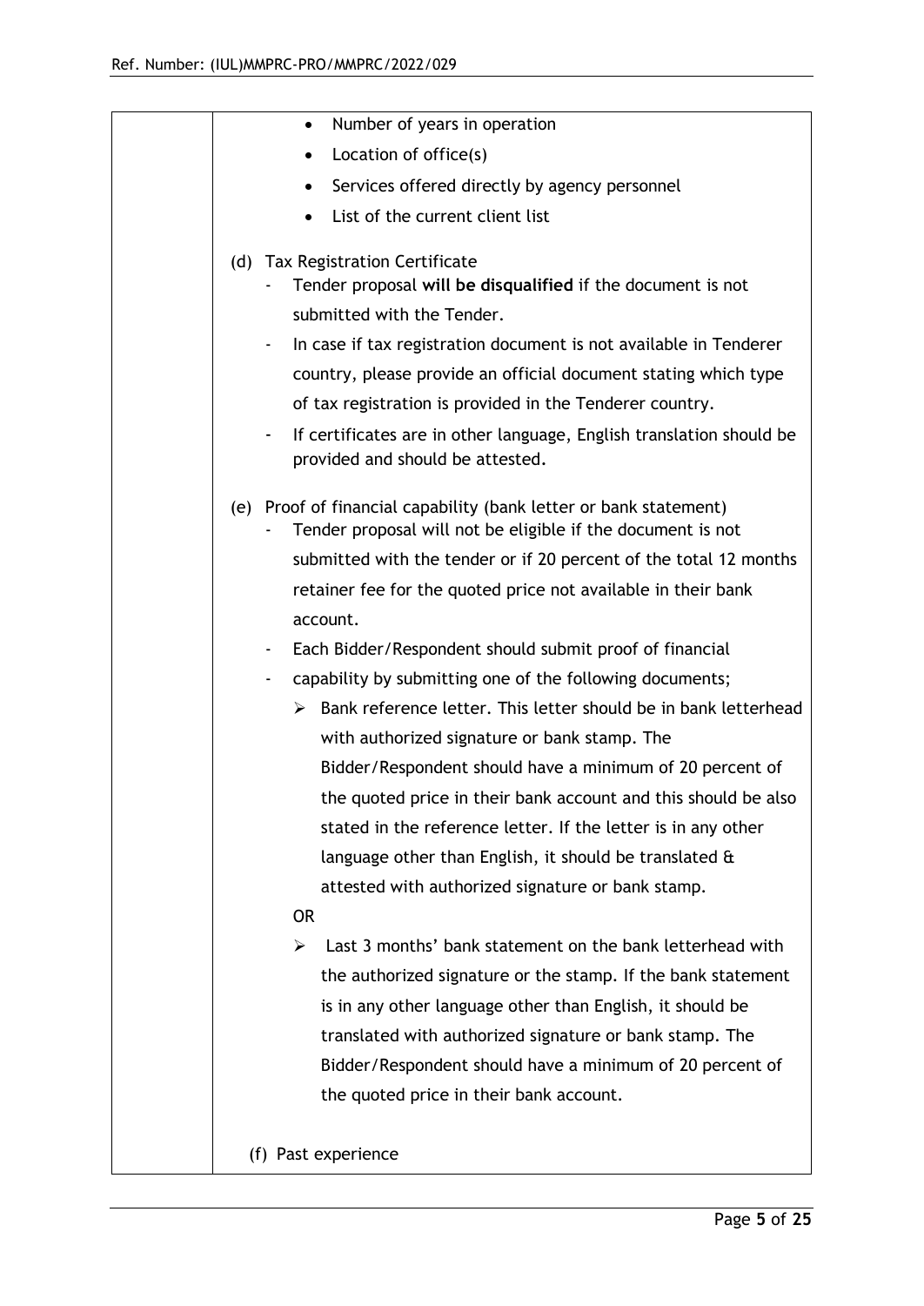- Number of years in operation
- Location of office(s)
- Services offered directly by agency personnel
- List of the current client list

(d) Tax Registration Certificate

- Tender proposal **will be disqualified** if the document is not submitted with the Tender.
- In case if tax registration document is not available in Tenderer country, please provide an official document stating which type of tax registration is provided in the Tenderer country.
- If certificates are in other language, English translation should be provided and should be attested.

(e) Proof of financial capability (bank letter or bank statement)

- Tender proposal will not be eligible if the document is not submitted with the tender or if 20 percent of the total 12 months retainer fee for the quoted price not available in their bank account.
- Each Bidder/Respondent should submit proof of financial
- capability by submitting one of the following documents;
    - Bank reference letter. This letter should be in bank letterhead with authorized signature or bank stamp. The Bidder/Respondent should have a minimum of 20 percent of the quoted price in their bank account and this should be also stated in the reference letter. If the letter is in any other language other than English, it should be translated & attested with authorized signature or bank stamp.

    OR

    - Last 3 months' bank statement on the bank letterhead with the authorized signature or the stamp. If the bank statement is in any other language other than English, it should be translated with authorized signature or bank stamp. The Bidder/Respondent should have a minimum of 20 percent of the quoted price in their bank account.

(f) Past experience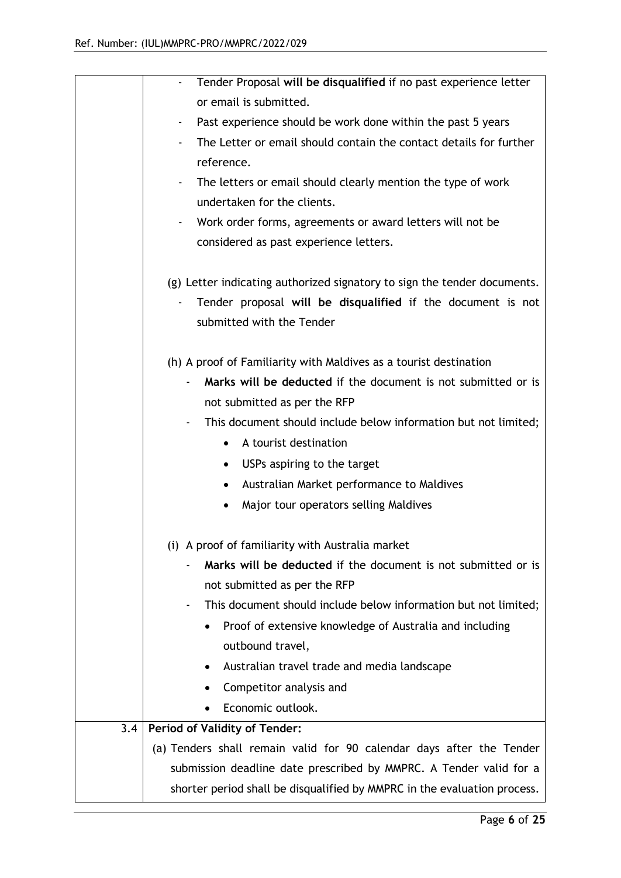|  |  |
|---|---|
|  | - Tender Proposal **will be disqualified** if no past experience letter or email is submitted.<br>- Past experience should be work done within the past 5 years<br>- The Letter or email should contain the contact details for further reference.<br>- The letters or email should clearly mention the type of work undertaken for the clients.<br>- Work order forms, agreements or award letters will not be considered as past experience letters.<br><br>(g) Letter indicating authorized signatory to sign the tender documents.<br>- Tender proposal **will be disqualified** if the document is not submitted with the Tender<br><br>(h) A proof of Familiarity with Maldives as a tourist destination<br>- **Marks will be deducted** if the document is not submitted or is not submitted as per the RFP<br>- This document should include below information but not limited;<br>&nbsp;&nbsp;• A tourist destination<br>&nbsp;&nbsp;• USPs aspiring to the target<br>&nbsp;&nbsp;• Australian Market performance to Maldives<br>&nbsp;&nbsp;• Major tour operators selling Maldives<br><br>(i) A proof of familiarity with Australia market<br>- **Marks will be deducted** if the document is not submitted or is not submitted as per the RFP<br>- This document should include below information but not limited;<br>&nbsp;&nbsp;• Proof of extensive knowledge of Australia and including outbound travel,<br>&nbsp;&nbsp;• Australian travel trade and media landscape<br>&nbsp;&nbsp;• Competitor analysis and<br>&nbsp;&nbsp;• Economic outlook. |
| 3.4 | **Period of Validity of Tender:**<br>(a) Tenders shall remain valid for 90 calendar days after the Tender submission deadline date prescribed by MMPRC. A Tender valid for a shorter period shall be disqualified by MMPRC in the evaluation process. |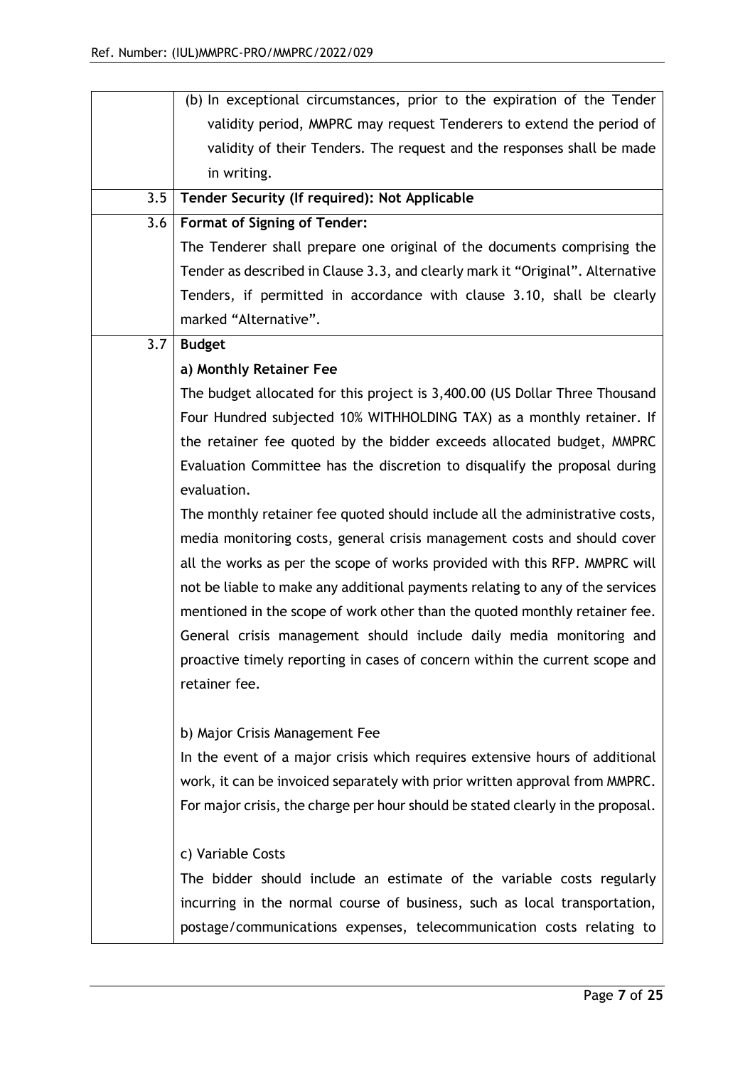| | |
|---|---|
| | (b) In exceptional circumstances, prior to the expiration of the Tender validity period, MMPRC may request Tenderers to extend the period of validity of their Tenders. The request and the responses shall be made in writing. |
| 3.5 | **Tender Security (If required): Not Applicable** |
| 3.6 | **Format of Signing of Tender:**<br>The Tenderer shall prepare one original of the documents comprising the Tender as described in Clause 3.3, and clearly mark it "Original". Alternative Tenders, if permitted in accordance with clause 3.10, shall be clearly marked "Alternative". |
| 3.7 | **Budget**<br>**a) Monthly Retainer Fee**<br>The budget allocated for this project is 3,400.00 (US Dollar Three Thousand Four Hundred subjected 10% WITHHOLDING TAX) as a monthly retainer. If the retainer fee quoted by the bidder exceeds allocated budget, MMPRC Evaluation Committee has the discretion to disqualify the proposal during evaluation.<br>The monthly retainer fee quoted should include all the administrative costs, media monitoring costs, general crisis management costs and should cover all the works as per the scope of works provided with this RFP. MMPRC will not be liable to make any additional payments relating to any of the services mentioned in the scope of work other than the quoted monthly retainer fee. General crisis management should include daily media monitoring and proactive timely reporting in cases of concern within the current scope and retainer fee.<br><br>b) Major Crisis Management Fee<br>In the event of a major crisis which requires extensive hours of additional work, it can be invoiced separately with prior written approval from MMPRC. For major crisis, the charge per hour should be stated clearly in the proposal.<br><br>c) Variable Costs<br>The bidder should include an estimate of the variable costs regularly incurring in the normal course of business, such as local transportation, postage/communications expenses, telecommunication costs relating to |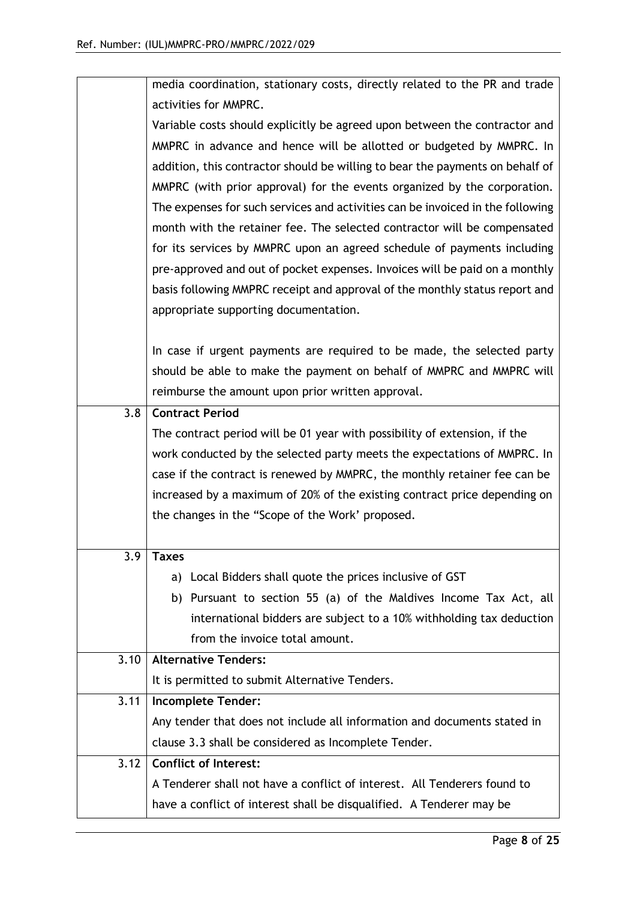| | |
|---|---|
| | media coordination, stationary costs, directly related to the PR and trade activities for MMPRC.<br>Variable costs should explicitly be agreed upon between the contractor and MMPRC in advance and hence will be allotted or budgeted by MMPRC. In addition, this contractor should be willing to bear the payments on behalf of MMPRC (with prior approval) for the events organized by the corporation. The expenses for such services and activities can be invoiced in the following month with the retainer fee. The selected contractor will be compensated for its services by MMPRC upon an agreed schedule of payments including pre-approved and out of pocket expenses. Invoices will be paid on a monthly basis following MMPRC receipt and approval of the monthly status report and appropriate supporting documentation.<br><br>In case if urgent payments are required to be made, the selected party should be able to make the payment on behalf of MMPRC and MMPRC will reimburse the amount upon prior written approval. |
| 3.8 | **Contract Period**<br>The contract period will be 01 year with possibility of extension, if the work conducted by the selected party meets the expectations of MMPRC. In case if the contract is renewed by MMPRC, the monthly retainer fee can be increased by a maximum of 20% of the existing contract price depending on the changes in the "Scope of the Work' proposed. |
| 3.9 | **Taxes**<br>a) Local Bidders shall quote the prices inclusive of GST<br>b) Pursuant to section 55 (a) of the Maldives Income Tax Act, all international bidders are subject to a 10% withholding tax deduction from the invoice total amount. |
| 3.10 | **Alternative Tenders:**<br>It is permitted to submit Alternative Tenders. |
| 3.11 | **Incomplete Tender:**<br>Any tender that does not include all information and documents stated in clause 3.3 shall be considered as Incomplete Tender. |
| 3.12 | **Conflict of Interest:**<br>A Tenderer shall not have a conflict of interest. All Tenderers found to have a conflict of interest shall be disqualified. A Tenderer may be |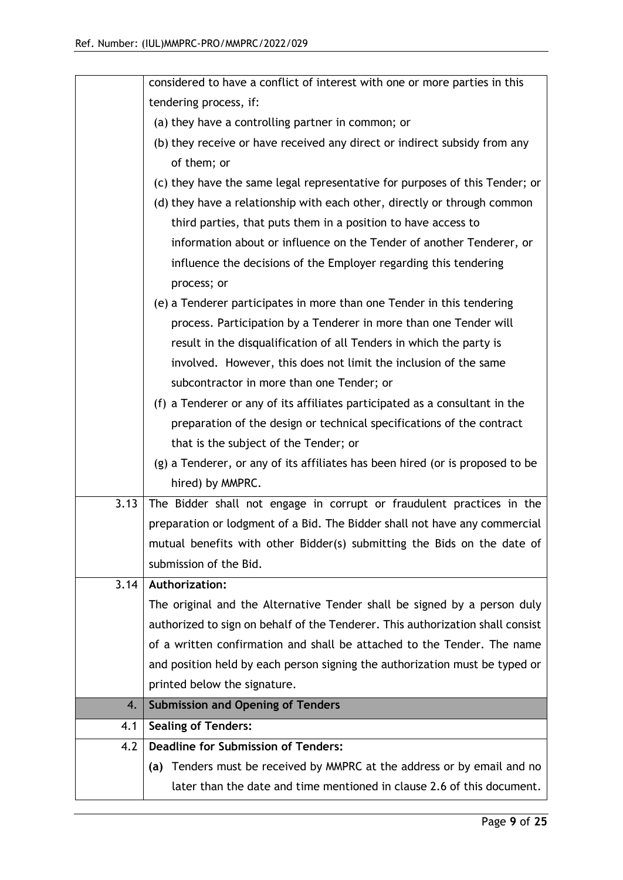| | |
|---|---|
| | considered to have a conflict of interest with one or more parties in this tendering process, if:<br>(a) they have a controlling partner in common; or<br>(b) they receive or have received any direct or indirect subsidy from any of them; or<br>(c) they have the same legal representative for purposes of this Tender; or<br>(d) they have a relationship with each other, directly or through common third parties, that puts them in a position to have access to information about or influence on the Tender of another Tenderer, or influence the decisions of the Employer regarding this tendering process; or<br>(e) a Tenderer participates in more than one Tender in this tendering process. Participation by a Tenderer in more than one Tender will result in the disqualification of all Tenders in which the party is involved. However, this does not limit the inclusion of the same subcontractor in more than one Tender; or<br>(f) a Tenderer or any of its affiliates participated as a consultant in the preparation of the design or technical specifications of the contract that is the subject of the Tender; or<br>(g) a Tenderer, or any of its affiliates has been hired (or is proposed to be hired) by MMPRC. |
| 3.13 | The Bidder shall not engage in corrupt or fraudulent practices in the preparation or lodgment of a Bid. The Bidder shall not have any commercial mutual benefits with other Bidder(s) submitting the Bids on the date of submission of the Bid. |
| 3.14 | **Authorization:**<br>The original and the Alternative Tender shall be signed by a person duly authorized to sign on behalf of the Tenderer. This authorization shall consist of a written confirmation and shall be attached to the Tender. The name and position held by each person signing the authorization must be typed or printed below the signature. |
| 4. | **Submission and Opening of Tenders** |
| 4.1 | **Sealing of Tenders:** |
| 4.2 | **Deadline for Submission of Tenders:**<br>**(a)** Tenders must be received by MMPRC at the address or by email and no later than the date and time mentioned in clause 2.6 of this document. |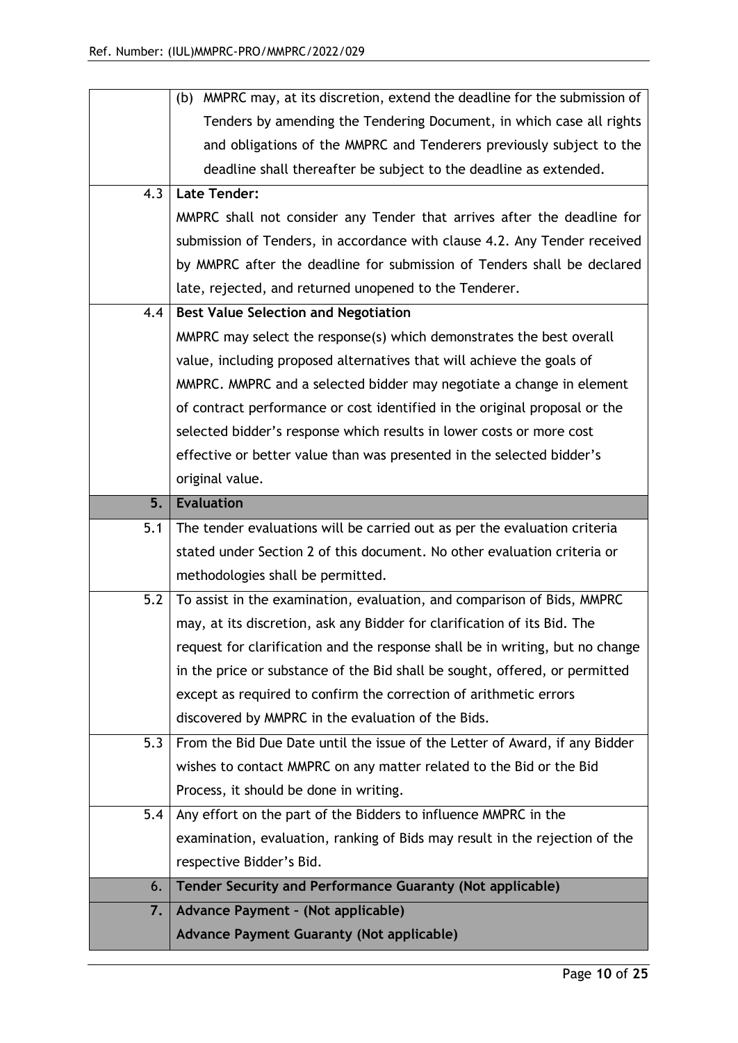| | |
|---|---|
| | (b) MMPRC may, at its discretion, extend the deadline for the submission of Tenders by amending the Tendering Document, in which case all rights and obligations of the MMPRC and Tenderers previously subject to the deadline shall thereafter be subject to the deadline as extended. |
| 4.3 | **Late Tender:** MMPRC shall not consider any Tender that arrives after the deadline for submission of Tenders, in accordance with clause 4.2. Any Tender received by MMPRC after the deadline for submission of Tenders shall be declared late, rejected, and returned unopened to the Tenderer. |
| 4.4 | **Best Value Selection and Negotiation** MMPRC may select the response(s) which demonstrates the best overall value, including proposed alternatives that will achieve the goals of MMPRC. MMPRC and a selected bidder may negotiate a change in element of contract performance or cost identified in the original proposal or the selected bidder's response which results in lower costs or more cost effective or better value than was presented in the selected bidder's original value. |
| **5.** | **Evaluation** |
| 5.1 | The tender evaluations will be carried out as per the evaluation criteria stated under Section 2 of this document. No other evaluation criteria or methodologies shall be permitted. |
| 5.2 | To assist in the examination, evaluation, and comparison of Bids, MMPRC may, at its discretion, ask any Bidder for clarification of its Bid. The request for clarification and the response shall be in writing, but no change in the price or substance of the Bid shall be sought, offered, or permitted except as required to confirm the correction of arithmetic errors discovered by MMPRC in the evaluation of the Bids. |
| 5.3 | From the Bid Due Date until the issue of the Letter of Award, if any Bidder wishes to contact MMPRC on any matter related to the Bid or the Bid Process, it should be done in writing. |
| 5.4 | Any effort on the part of the Bidders to influence MMPRC in the examination, evaluation, ranking of Bids may result in the rejection of the respective Bidder's Bid. |
| **6.** | **Tender Security and Performance Guaranty (Not applicable)** |
| **7.** | **Advance Payment – (Not applicable)** **Advance Payment Guaranty (Not applicable)** |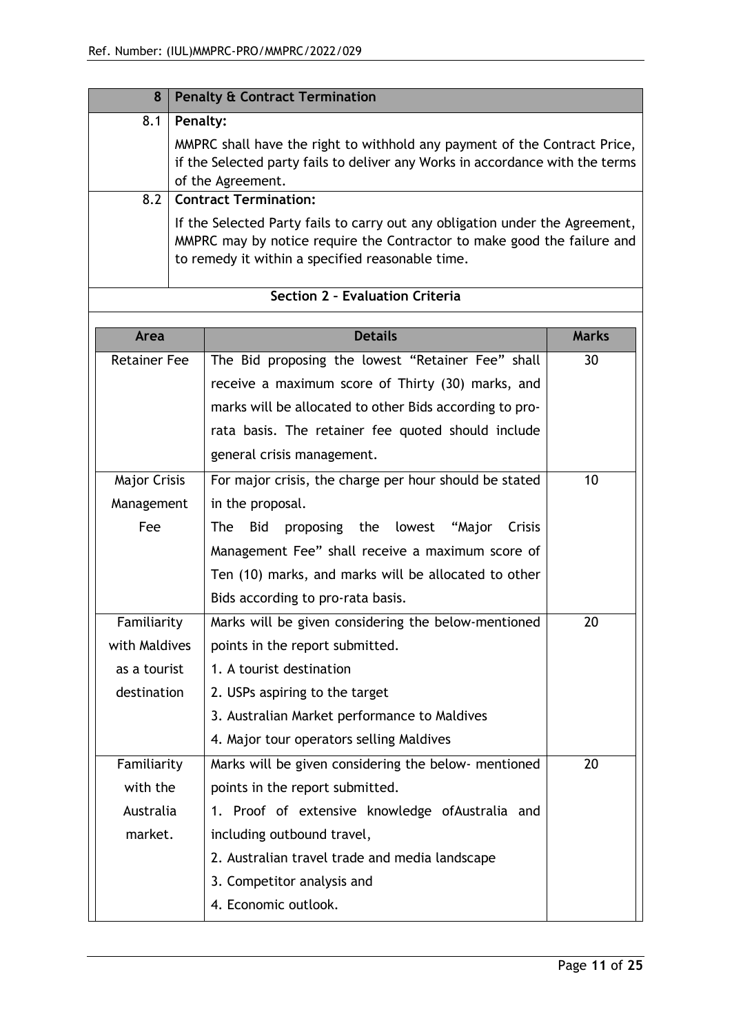| 8 | Penalty & Contract Termination |
|---|---|
| 8.1 | **Penalty:**<br>MMPRC shall have the right to withhold any payment of the Contract Price, if the Selected party fails to deliver any Works in accordance with the terms of the Agreement. |
| 8.2 | **Contract Termination:**<br>If the Selected Party fails to carry out any obligation under the Agreement, MMPRC may by notice require the Contractor to make good the failure and to remedy it within a specified reasonable time. |

## Section 2 – Evaluation Criteria

| Area | Details | Marks |
|---|---|---|
| Retainer Fee | The Bid proposing the lowest "Retainer Fee" shall receive a maximum score of Thirty (30) marks, and marks will be allocated to other Bids according to pro-rata basis. The retainer fee quoted should include general crisis management. | 30 |
| Major Crisis Management Fee | For major crisis, the charge per hour should be stated in the proposal.<br>The Bid proposing the lowest "Major Crisis Management Fee" shall receive a maximum score of Ten (10) marks, and marks will be allocated to other Bids according to pro-rata basis. | 10 |
| Familiarity with Maldives as a tourist destination | Marks will be given considering the below-mentioned points in the report submitted.<br>1. A tourist destination<br>2. USPs aspiring to the target<br>3. Australian Market performance to Maldives<br>4. Major tour operators selling Maldives | 20 |
| Familiarity with the Australia market. | Marks will be given considering the below- mentioned points in the report submitted.<br>1. Proof of extensive knowledge ofAustralia and including outbound travel,<br>2. Australian travel trade and media landscape<br>3. Competitor analysis and<br>4. Economic outlook. | 20 |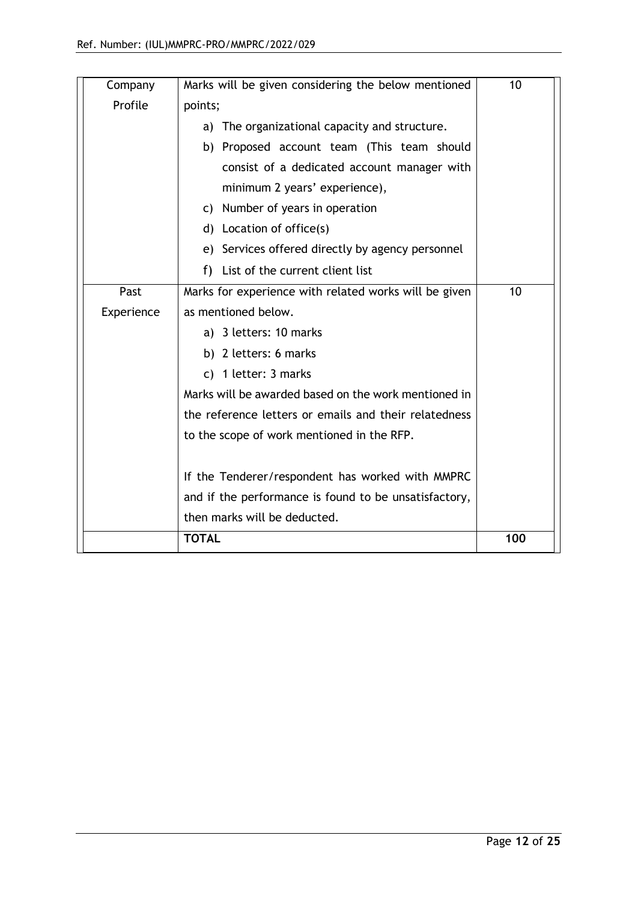| | | |
|---|---|---|
| Company Profile | Marks will be given considering the below mentioned points;<br>a) The organizational capacity and structure.<br>b) Proposed account team (This team should consist of a dedicated account manager with minimum 2 years' experience),<br>c) Number of years in operation<br>d) Location of office(s)<br>e) Services offered directly by agency personnel<br>f) List of the current client list | 10 |
| Past Experience | Marks for experience with related works will be given as mentioned below.<br>a) 3 letters: 10 marks<br>b) 2 letters: 6 marks<br>c) 1 letter: 3 marks<br>Marks will be awarded based on the work mentioned in the reference letters or emails and their relatedness to the scope of work mentioned in the RFP.<br><br>If the Tenderer/respondent has worked with MMPRC and if the performance is found to be unsatisfactory, then marks will be deducted. | 10 |
| | **TOTAL** | **100** |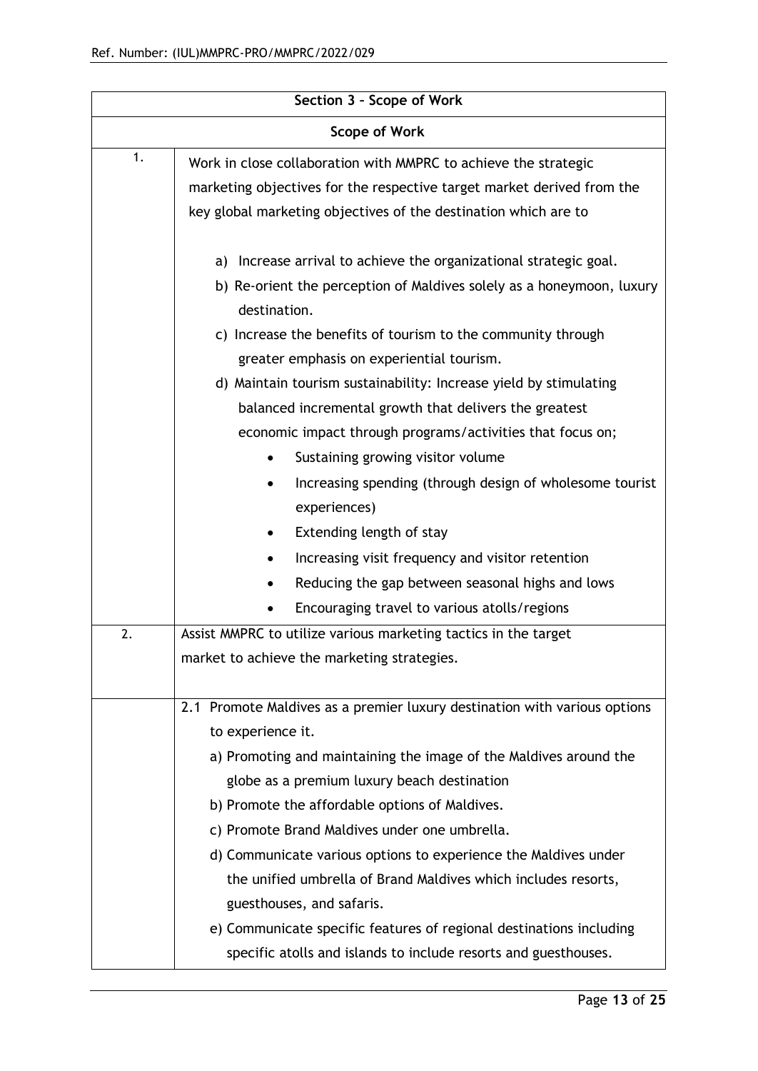| Section 3 – Scope of Work | |
|---|---|
| **Scope of Work** | |
| 1. | Work in close collaboration with MMPRC to achieve the strategic marketing objectives for the respective target market derived from the key global marketing objectives of the destination which are to<br><br>a) Increase arrival to achieve the organizational strategic goal.<br>b) Re-orient the perception of Maldives solely as a honeymoon, luxury destination.<br>c) Increase the benefits of tourism to the community through greater emphasis on experiential tourism.<br>d) Maintain tourism sustainability: Increase yield by stimulating balanced incremental growth that delivers the greatest economic impact through programs/activities that focus on;<br>• Sustaining growing visitor volume<br>• Increasing spending (through design of wholesome tourist experiences)<br>• Extending length of stay<br>• Increasing visit frequency and visitor retention<br>• Reducing the gap between seasonal highs and lows<br>• Encouraging travel to various atolls/regions |
| 2. | Assist MMPRC to utilize various marketing tactics in the target market to achieve the marketing strategies. |
| | 2.1 Promote Maldives as a premier luxury destination with various options to experience it.<br>a) Promoting and maintaining the image of the Maldives around the globe as a premium luxury beach destination<br>b) Promote the affordable options of Maldives.<br>c) Promote Brand Maldives under one umbrella.<br>d) Communicate various options to experience the Maldives under the unified umbrella of Brand Maldives which includes resorts, guesthouses, and safaris.<br>e) Communicate specific features of regional destinations including specific atolls and islands to include resorts and guesthouses. |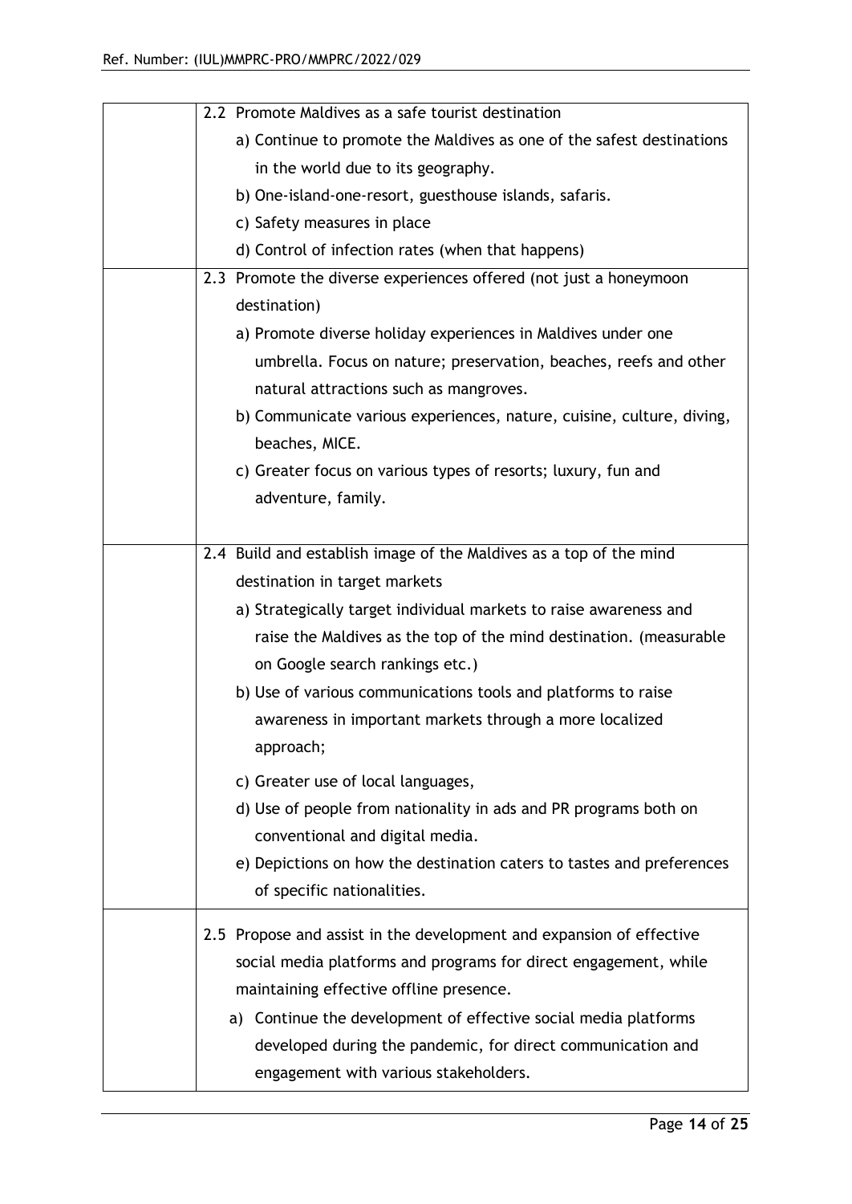| | |
|---|---|
| | 2.2 Promote Maldives as a safe tourist destination<br>a) Continue to promote the Maldives as one of the safest destinations in the world due to its geography.<br>b) One-island-one-resort, guesthouse islands, safaris.<br>c) Safety measures in place<br>d) Control of infection rates (when that happens) |
| | 2.3 Promote the diverse experiences offered (not just a honeymoon destination)<br>a) Promote diverse holiday experiences in Maldives under one umbrella. Focus on nature; preservation, beaches, reefs and other natural attractions such as mangroves.<br>b) Communicate various experiences, nature, cuisine, culture, diving, beaches, MICE.<br>c) Greater focus on various types of resorts; luxury, fun and adventure, family. |
| | 2.4 Build and establish image of the Maldives as a top of the mind destination in target markets<br>a) Strategically target individual markets to raise awareness and raise the Maldives as the top of the mind destination. (measurable on Google search rankings etc.)<br>b) Use of various communications tools and platforms to raise awareness in important markets through a more localized approach;<br>c) Greater use of local languages,<br>d) Use of people from nationality in ads and PR programs both on conventional and digital media.<br>e) Depictions on how the destination caters to tastes and preferences of specific nationalities. |
| | 2.5 Propose and assist in the development and expansion of effective social media platforms and programs for direct engagement, while maintaining effective offline presence.<br>a) Continue the development of effective social media platforms developed during the pandemic, for direct communication and engagement with various stakeholders. |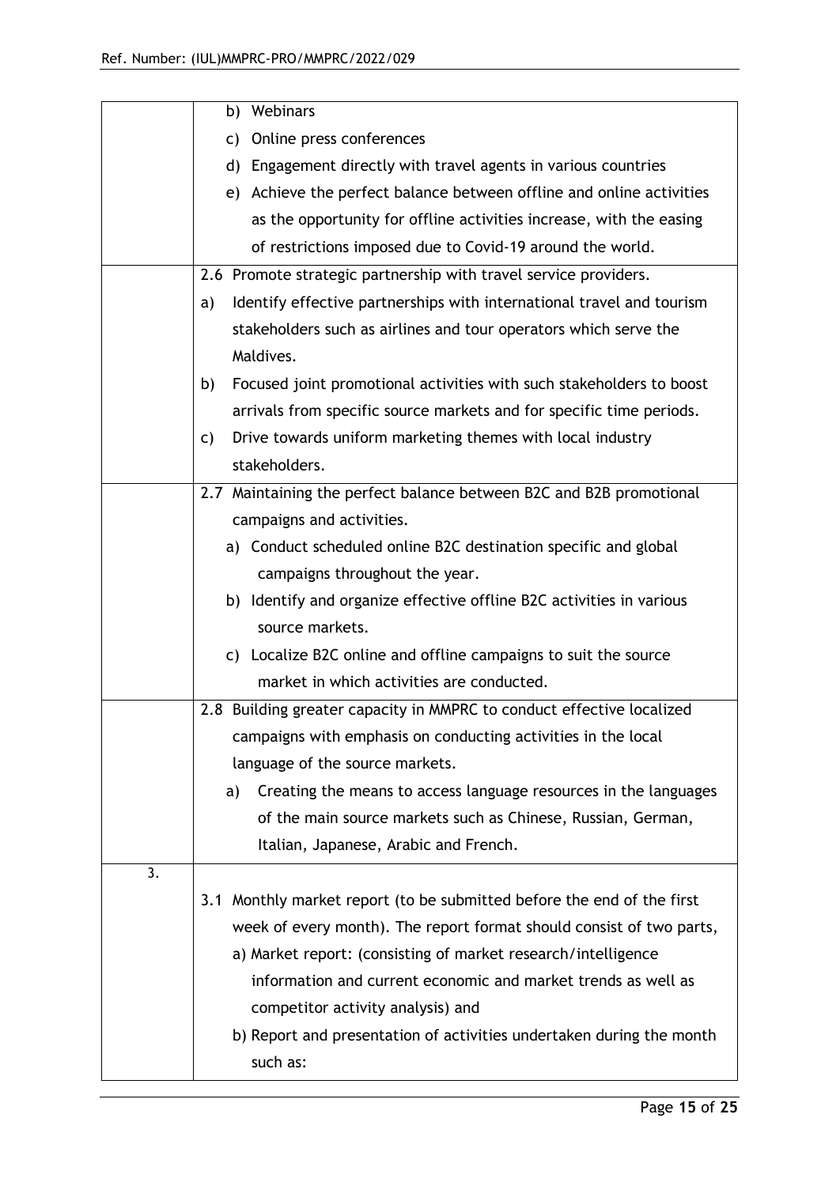| | |
|---|---|
| | b) Webinars<br>c) Online press conferences<br>d) Engagement directly with travel agents in various countries<br>e) Achieve the perfect balance between offline and online activities as the opportunity for offline activities increase, with the easing of restrictions imposed due to Covid-19 around the world. |
| | 2.6 Promote strategic partnership with travel service providers.<br>a) Identify effective partnerships with international travel and tourism stakeholders such as airlines and tour operators which serve the Maldives.<br>b) Focused joint promotional activities with such stakeholders to boost arrivals from specific source markets and for specific time periods.<br>c) Drive towards uniform marketing themes with local industry stakeholders. |
| | 2.7 Maintaining the perfect balance between B2C and B2B promotional campaigns and activities.<br>a) Conduct scheduled online B2C destination specific and global campaigns throughout the year.<br>b) Identify and organize effective offline B2C activities in various source markets.<br>c) Localize B2C online and offline campaigns to suit the source market in which activities are conducted. |
| | 2.8 Building greater capacity in MMPRC to conduct effective localized campaigns with emphasis on conducting activities in the local language of the source markets.<br>a) Creating the means to access language resources in the languages of the main source markets such as Chinese, Russian, German, Italian, Japanese, Arabic and French. |
| 3. | 3.1 Monthly market report (to be submitted before the end of the first week of every month). The report format should consist of two parts,<br>a) Market report: (consisting of market research/intelligence information and current economic and market trends as well as competitor activity analysis) and<br>b) Report and presentation of activities undertaken during the month such as: |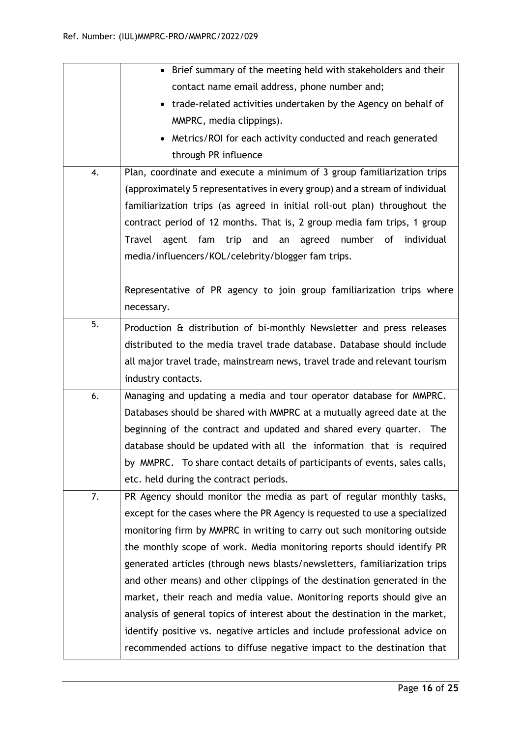| | |
|---|---|
| | • Brief summary of the meeting held with stakeholders and their contact name email address, phone number and;<br>• trade-related activities undertaken by the Agency on behalf of MMPRC, media clippings).<br>• Metrics/ROI for each activity conducted and reach generated through PR influence |
| 4. | Plan, coordinate and execute a minimum of 3 group familiarization trips (approximately 5 representatives in every group) and a stream of individual familiarization trips (as agreed in initial roll-out plan) throughout the contract period of 12 months. That is, 2 group media fam trips, 1 group Travel agent fam trip and an agreed number of individual media/influencers/KOL/celebrity/blogger fam trips.<br><br>Representative of PR agency to join group familiarization trips where necessary. |
| 5. | Production & distribution of bi-monthly Newsletter and press releases distributed to the media travel trade database. Database should include all major travel trade, mainstream news, travel trade and relevant tourism industry contacts. |
| 6. | Managing and updating a media and tour operator database for MMPRC. Databases should be shared with MMPRC at a mutually agreed date at the beginning of the contract and updated and shared every quarter. The database should be updated with all the information that is required by MMPRC. To share contact details of participants of events, sales calls, etc. held during the contract periods. |
| 7. | PR Agency should monitor the media as part of regular monthly tasks, except for the cases where the PR Agency is requested to use a specialized monitoring firm by MMPRC in writing to carry out such monitoring outside the monthly scope of work. Media monitoring reports should identify PR generated articles (through news blasts/newsletters, familiarization trips and other means) and other clippings of the destination generated in the market, their reach and media value. Monitoring reports should give an analysis of general topics of interest about the destination in the market, identify positive vs. negative articles and include professional advice on recommended actions to diffuse negative impact to the destination that |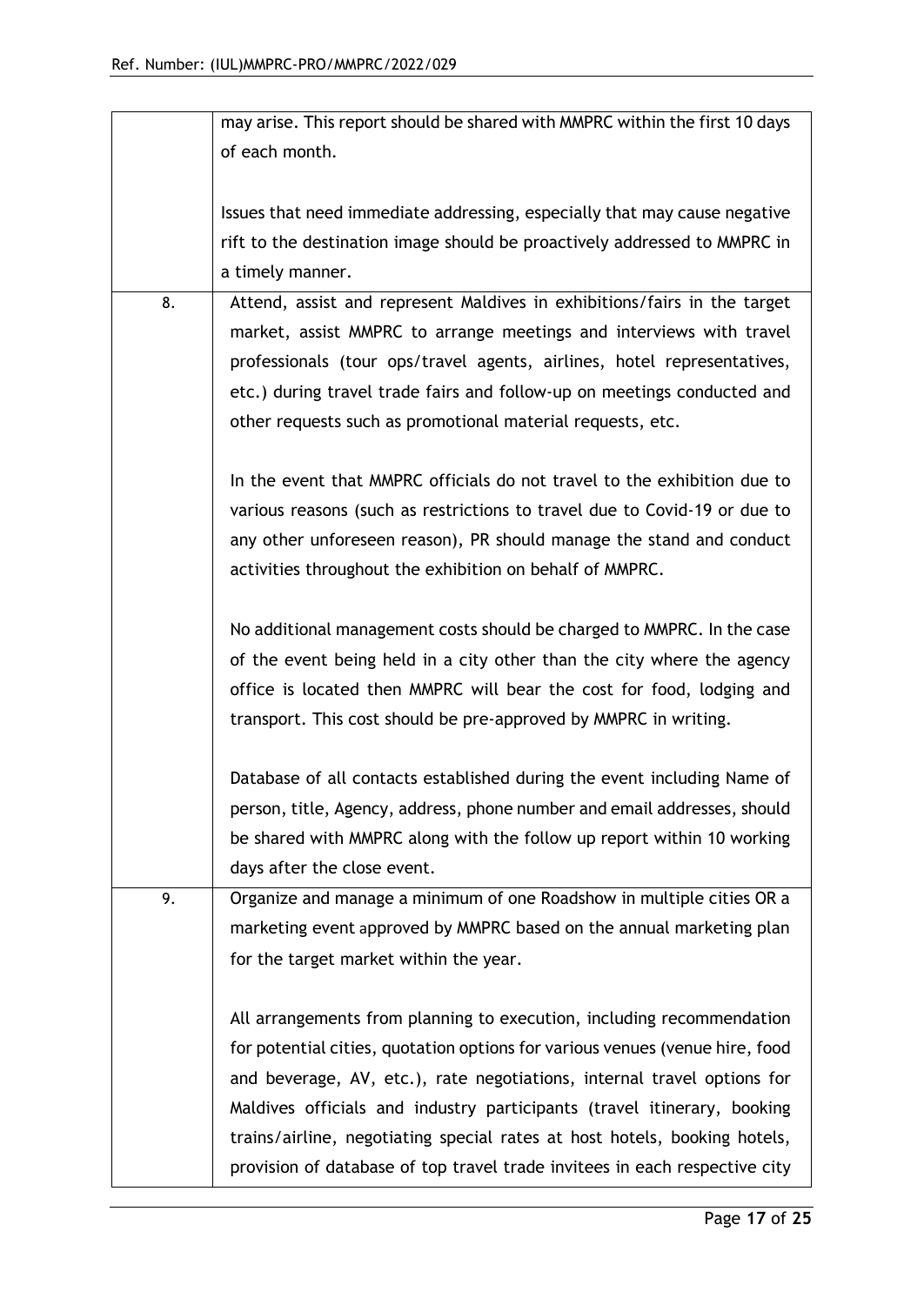|  |  |
| --- | --- |
|  | may arise. This report should be shared with MMPRC within the first 10 days of each month.<br><br>Issues that need immediate addressing, especially that may cause negative rift to the destination image should be proactively addressed to MMPRC in a timely manner. |
| 8. | Attend, assist and represent Maldives in exhibitions/fairs in the target market, assist MMPRC to arrange meetings and interviews with travel professionals (tour ops/travel agents, airlines, hotel representatives, etc.) during travel trade fairs and follow-up on meetings conducted and other requests such as promotional material requests, etc.<br><br>In the event that MMPRC officials do not travel to the exhibition due to various reasons (such as restrictions to travel due to Covid-19 or due to any other unforeseen reason), PR should manage the stand and conduct activities throughout the exhibition on behalf of MMPRC.<br><br>No additional management costs should be charged to MMPRC. In the case of the event being held in a city other than the city where the agency office is located then MMPRC will bear the cost for food, lodging and transport. This cost should be pre-approved by MMPRC in writing.<br><br>Database of all contacts established during the event including Name of person, title, Agency, address, phone number and email addresses, should be shared with MMPRC along with the follow up report within 10 working days after the close event. |
| 9. | Organize and manage a minimum of one Roadshow in multiple cities OR a marketing event approved by MMPRC based on the annual marketing plan for the target market within the year.<br><br>All arrangements from planning to execution, including recommendation for potential cities, quotation options for various venues (venue hire, food and beverage, AV, etc.), rate negotiations, internal travel options for Maldives officials and industry participants (travel itinerary, booking trains/airline, negotiating special rates at host hotels, booking hotels, provision of database of top travel trade invitees in each respective city |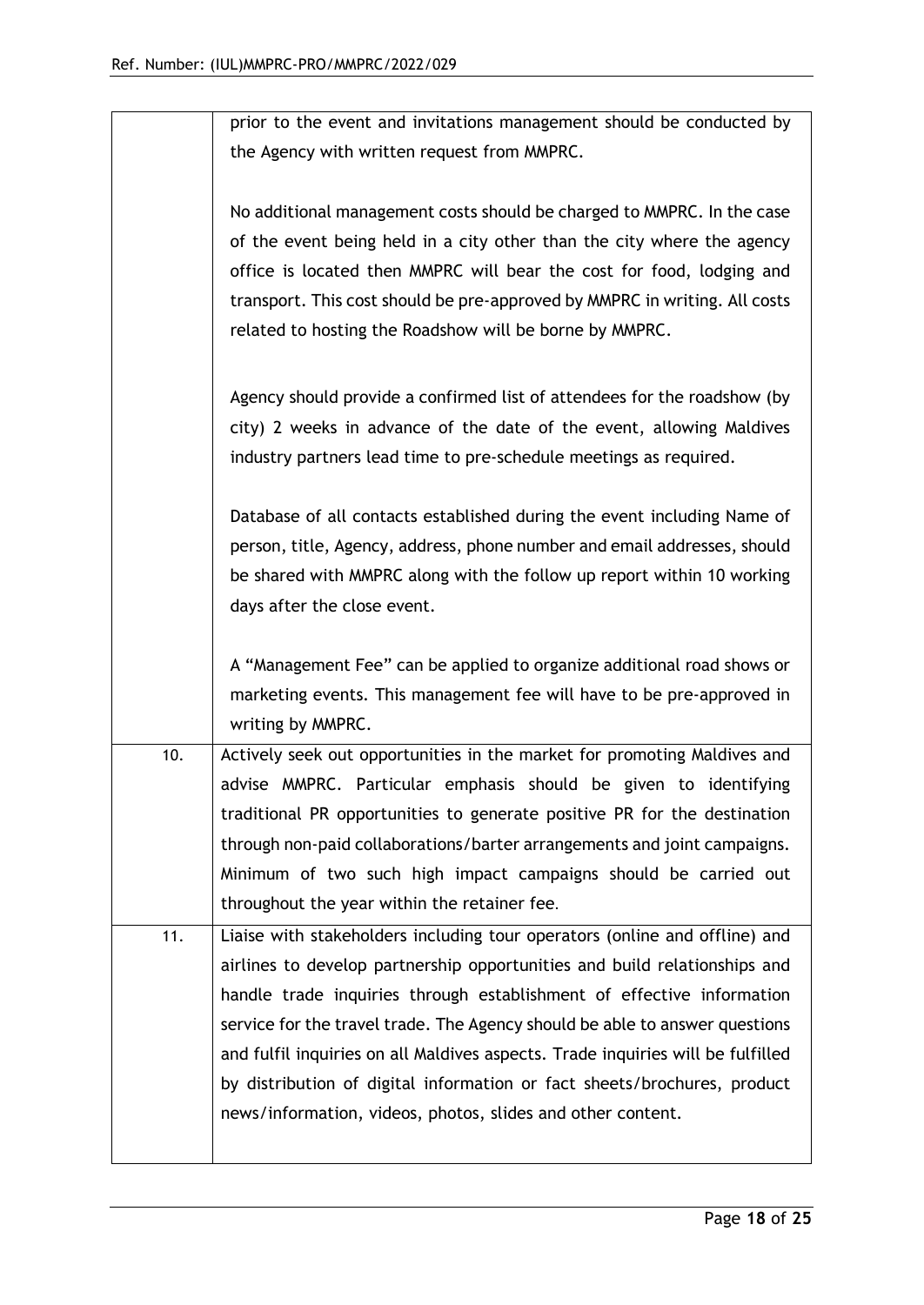| | |
|---|---|
| | prior to the event and invitations management should be conducted by the Agency with written request from MMPRC.<br><br>No additional management costs should be charged to MMPRC. In the case of the event being held in a city other than the city where the agency office is located then MMPRC will bear the cost for food, lodging and transport. This cost should be pre-approved by MMPRC in writing. All costs related to hosting the Roadshow will be borne by MMPRC.<br><br>Agency should provide a confirmed list of attendees for the roadshow (by city) 2 weeks in advance of the date of the event, allowing Maldives industry partners lead time to pre-schedule meetings as required.<br><br>Database of all contacts established during the event including Name of person, title, Agency, address, phone number and email addresses, should be shared with MMPRC along with the follow up report within 10 working days after the close event.<br><br>A "Management Fee" can be applied to organize additional road shows or marketing events. This management fee will have to be pre-approved in writing by MMPRC. |
| 10. | Actively seek out opportunities in the market for promoting Maldives and advise MMPRC. Particular emphasis should be given to identifying traditional PR opportunities to generate positive PR for the destination through non-paid collaborations/barter arrangements and joint campaigns. Minimum of two such high impact campaigns should be carried out throughout the year within the retainer fee. |
| 11. | Liaise with stakeholders including tour operators (online and offline) and airlines to develop partnership opportunities and build relationships and handle trade inquiries through establishment of effective information service for the travel trade. The Agency should be able to answer questions and fulfil inquiries on all Maldives aspects. Trade inquiries will be fulfilled by distribution of digital information or fact sheets/brochures, product news/information, videos, photos, slides and other content. |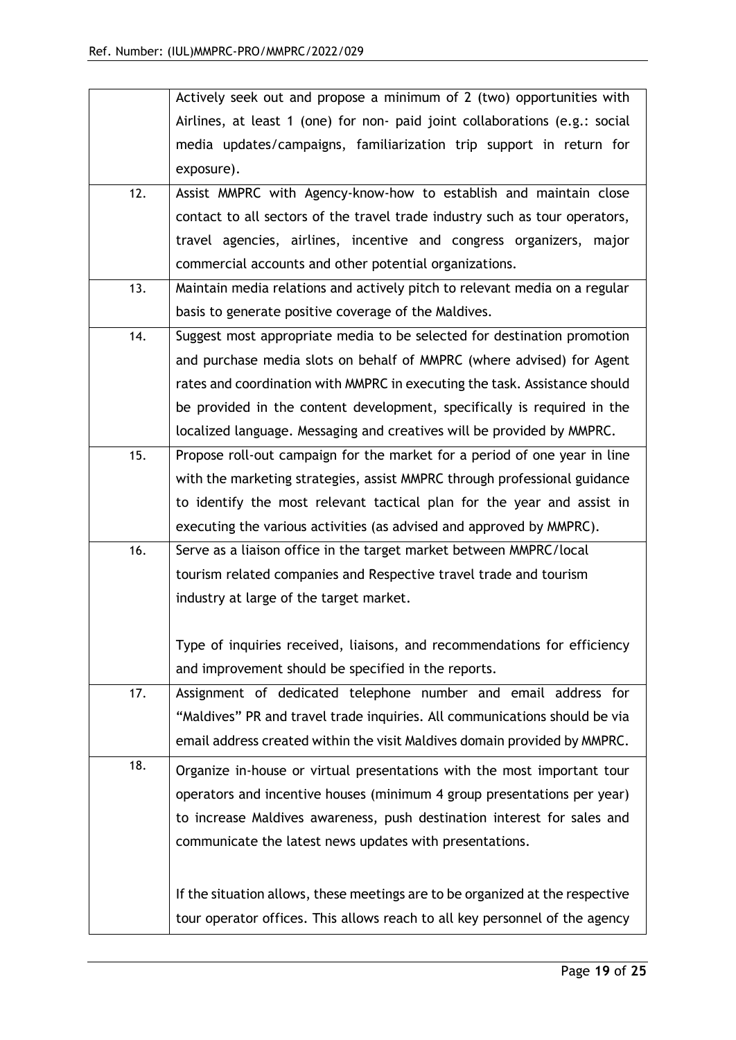| | |
|---|---|
| | Actively seek out and propose a minimum of 2 (two) opportunities with Airlines, at least 1 (one) for non- paid joint collaborations (e.g.: social media updates/campaigns, familiarization trip support in return for exposure). |
| 12. | Assist MMPRC with Agency-know-how to establish and maintain close contact to all sectors of the travel trade industry such as tour operators, travel agencies, airlines, incentive and congress organizers, major commercial accounts and other potential organizations. |
| 13. | Maintain media relations and actively pitch to relevant media on a regular basis to generate positive coverage of the Maldives. |
| 14. | Suggest most appropriate media to be selected for destination promotion and purchase media slots on behalf of MMPRC (where advised) for Agent rates and coordination with MMPRC in executing the task. Assistance should be provided in the content development, specifically is required in the localized language. Messaging and creatives will be provided by MMPRC. |
| 15. | Propose roll-out campaign for the market for a period of one year in line with the marketing strategies, assist MMPRC through professional guidance to identify the most relevant tactical plan for the year and assist in executing the various activities (as advised and approved by MMPRC). |
| 16. | Serve as a liaison office in the target market between MMPRC/local tourism related companies and Respective travel trade and tourism industry at large of the target market.<br><br>Type of inquiries received, liaisons, and recommendations for efficiency and improvement should be specified in the reports. |
| 17. | Assignment of dedicated telephone number and email address for "Maldives" PR and travel trade inquiries. All communications should be via email address created within the visit Maldives domain provided by MMPRC. |
| 18. | Organize in-house or virtual presentations with the most important tour operators and incentive houses (minimum 4 group presentations per year) to increase Maldives awareness, push destination interest for sales and communicate the latest news updates with presentations.<br><br>If the situation allows, these meetings are to be organized at the respective tour operator offices. This allows reach to all key personnel of the agency |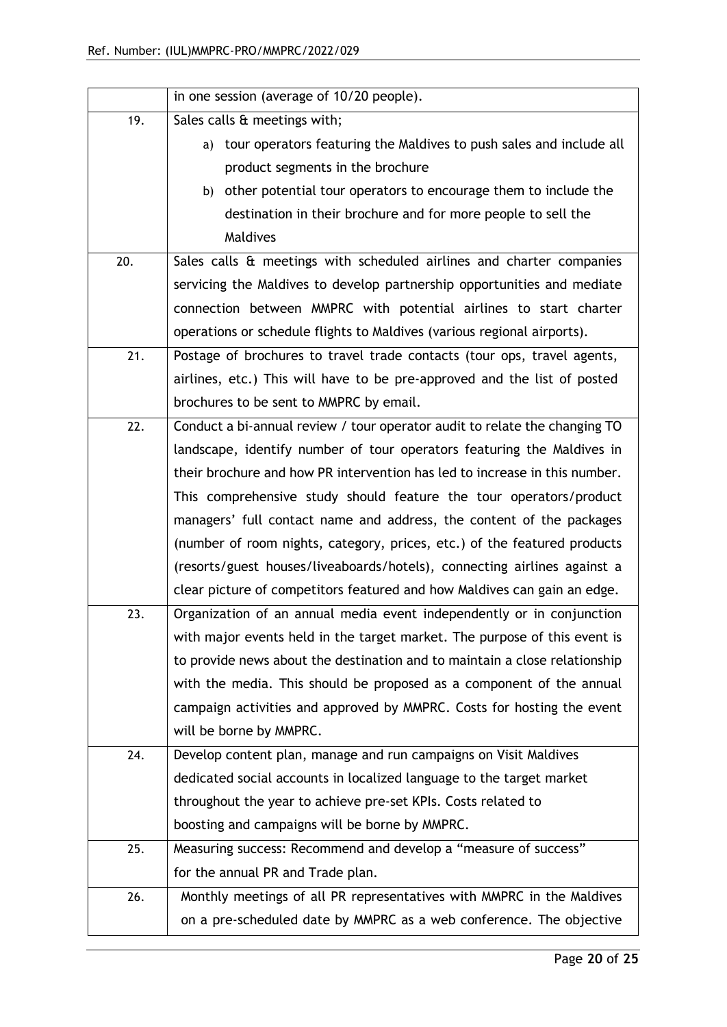| | |
|---|---|
| | in one session (average of 10/20 people). |
| 19. | Sales calls & meetings with;<br>a) tour operators featuring the Maldives to push sales and include all product segments in the brochure<br>b) other potential tour operators to encourage them to include the destination in their brochure and for more people to sell the Maldives |
| 20. | Sales calls & meetings with scheduled airlines and charter companies servicing the Maldives to develop partnership opportunities and mediate connection between MMPRC with potential airlines to start charter operations or schedule flights to Maldives (various regional airports). |
| 21. | Postage of brochures to travel trade contacts (tour ops, travel agents, airlines, etc.) This will have to be pre-approved and the list of posted brochures to be sent to MMPRC by email. |
| 22. | Conduct a bi-annual review / tour operator audit to relate the changing TO landscape, identify number of tour operators featuring the Maldives in their brochure and how PR intervention has led to increase in this number. This comprehensive study should feature the tour operators/product managers' full contact name and address, the content of the packages (number of room nights, category, prices, etc.) of the featured products (resorts/guest houses/liveaboards/hotels), connecting airlines against a clear picture of competitors featured and how Maldives can gain an edge. |
| 23. | Organization of an annual media event independently or in conjunction with major events held in the target market. The purpose of this event is to provide news about the destination and to maintain a close relationship with the media. This should be proposed as a component of the annual campaign activities and approved by MMPRC. Costs for hosting the event will be borne by MMPRC. |
| 24. | Develop content plan, manage and run campaigns on Visit Maldives dedicated social accounts in localized language to the target market throughout the year to achieve pre-set KPIs. Costs related to boosting and campaigns will be borne by MMPRC. |
| 25. | Measuring success: Recommend and develop a "measure of success" for the annual PR and Trade plan. |
| 26. | Monthly meetings of all PR representatives with MMPRC in the Maldives on a pre-scheduled date by MMPRC as a web conference. The objective |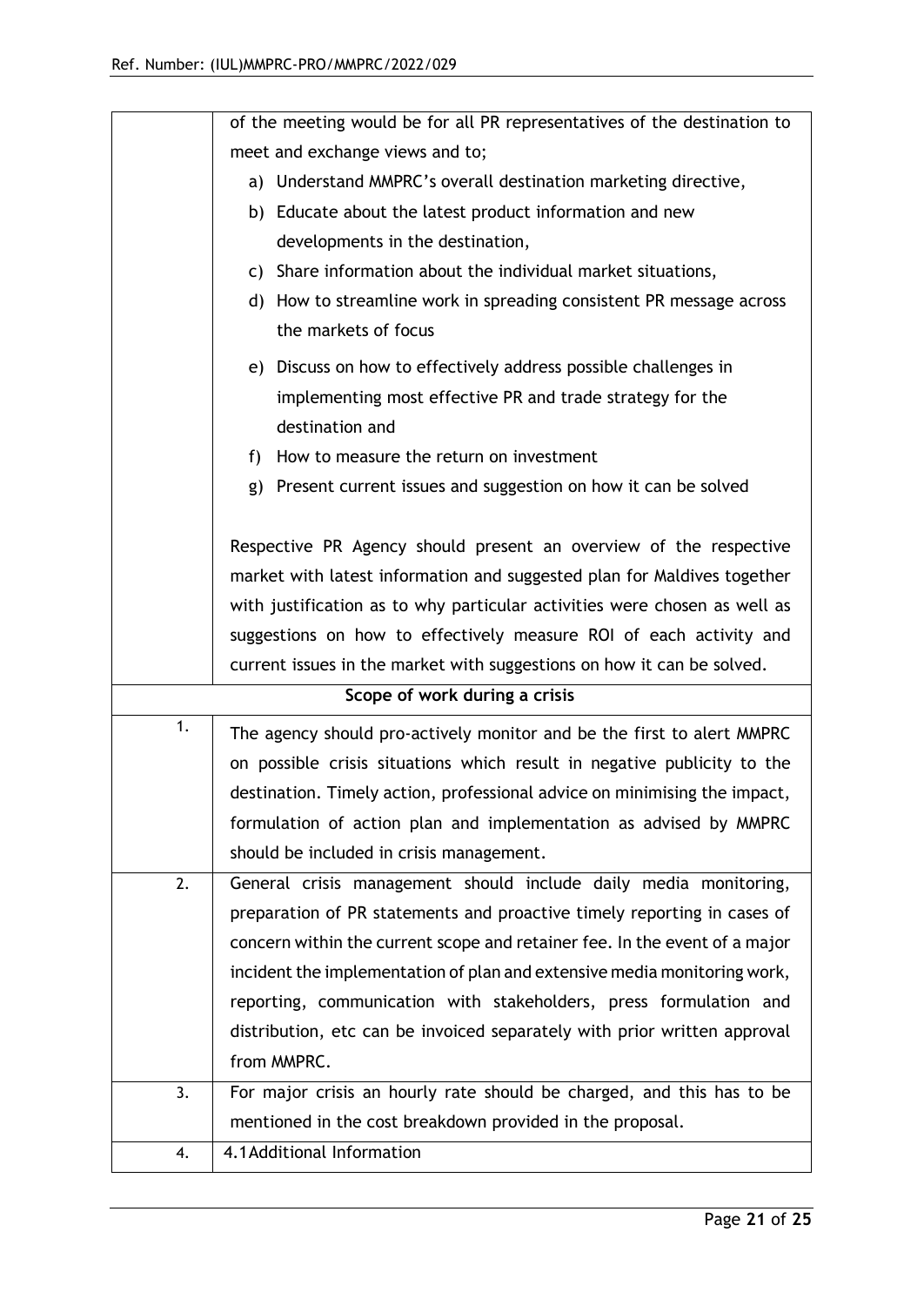| | |
|---|---|
| | of the meeting would be for all PR representatives of the destination to meet and exchange views and to;<br>a) Understand MMPRC's overall destination marketing directive,<br>b) Educate about the latest product information and new developments in the destination,<br>c) Share information about the individual market situations,<br>d) How to streamline work in spreading consistent PR message across the markets of focus<br>e) Discuss on how to effectively address possible challenges in implementing most effective PR and trade strategy for the destination and<br>f) How to measure the return on investment<br>g) Present current issues and suggestion on how it can be solved<br><br>Respective PR Agency should present an overview of the respective market with latest information and suggested plan for Maldives together with justification as to why particular activities were chosen as well as suggestions on how to effectively measure ROI of each activity and current issues in the market with suggestions on how it can be solved. |
| | **Scope of work during a crisis** |
| 1. | The agency should pro-actively monitor and be the first to alert MMPRC on possible crisis situations which result in negative publicity to the destination. Timely action, professional advice on minimising the impact, formulation of action plan and implementation as advised by MMPRC should be included in crisis management. |
| 2. | General crisis management should include daily media monitoring, preparation of PR statements and proactive timely reporting in cases of concern within the current scope and retainer fee. In the event of a major incident the implementation of plan and extensive media monitoring work, reporting, communication with stakeholders, press formulation and distribution, etc can be invoiced separately with prior written approval from MMPRC. |
| 3. | For major crisis an hourly rate should be charged, and this has to be mentioned in the cost breakdown provided in the proposal. |
| 4. | 4.1 Additional Information |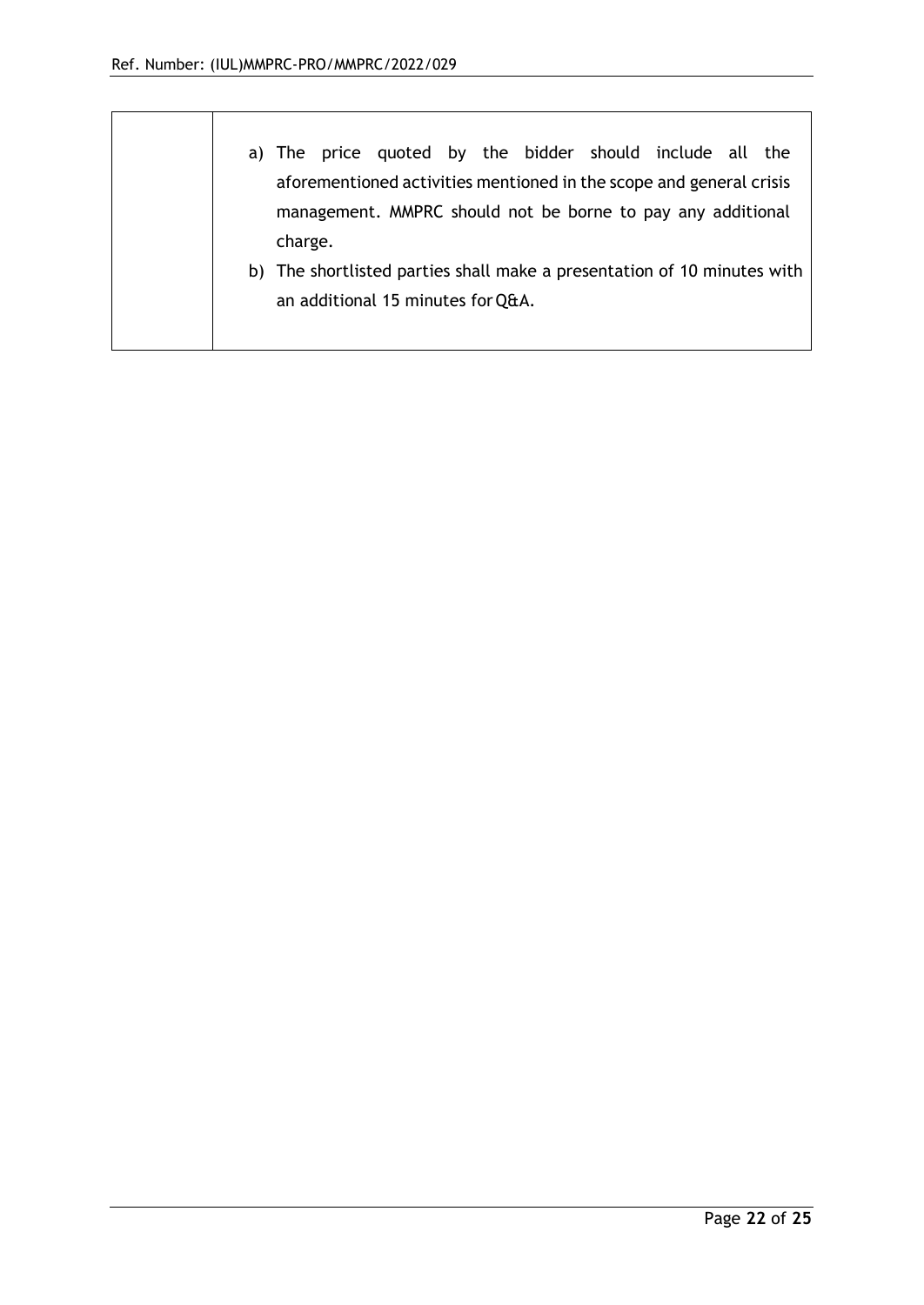|  | a) The price quoted by the bidder should include all the aforementioned activities mentioned in the scope and general crisis management. MMPRC should not be borne to pay any additional charge.<br>b) The shortlisted parties shall make a presentation of 10 minutes with an additional 15 minutes for Q&A. |
|---|---|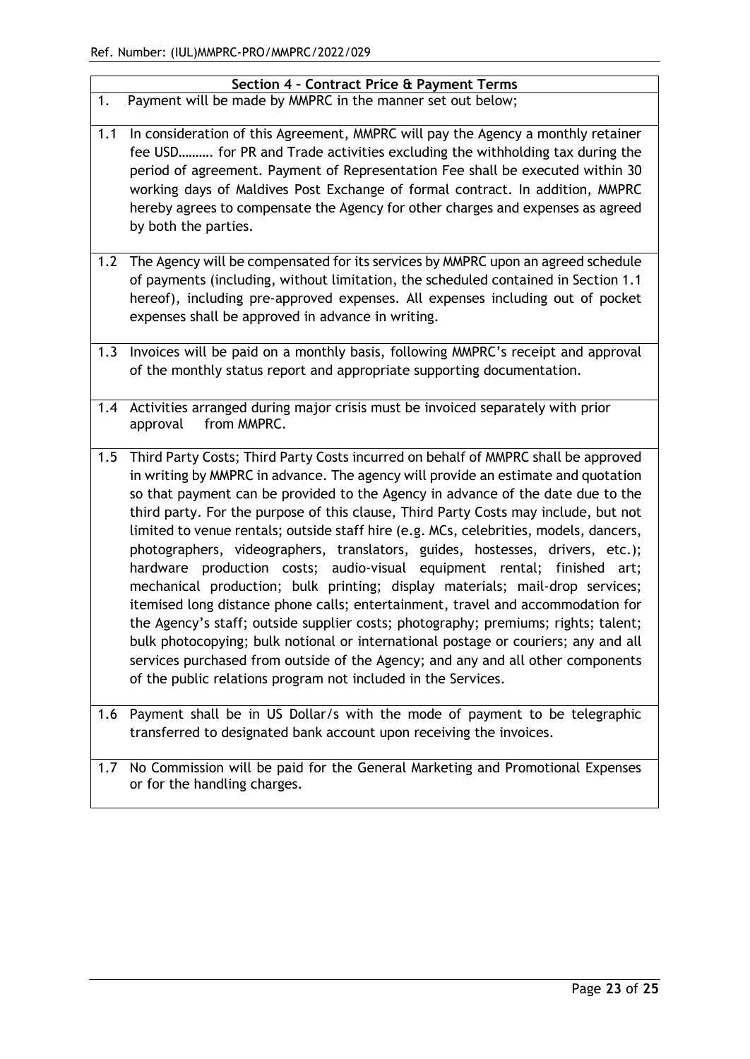## Section 4 – Contract Price & Payment Terms

1. Payment will be made by MMPRC in the manner set out below;

1.1 In consideration of this Agreement, MMPRC will pay the Agency a monthly retainer fee USD………. for PR and Trade activities excluding the withholding tax during the period of agreement. Payment of Representation Fee shall be executed within 30 working days of Maldives Post Exchange of formal contract. In addition, MMPRC hereby agrees to compensate the Agency for other charges and expenses as agreed by both the parties.

1.2 The Agency will be compensated for its services by MMPRC upon an agreed schedule of payments (including, without limitation, the scheduled contained in Section 1.1 hereof), including pre-approved expenses. All expenses including out of pocket expenses shall be approved in advance in writing.

1.3 Invoices will be paid on a monthly basis, following MMPRC's receipt and approval of the monthly status report and appropriate supporting documentation.

1.4 Activities arranged during major crisis must be invoiced separately with prior approval from MMPRC.

1.5 Third Party Costs; Third Party Costs incurred on behalf of MMPRC shall be approved in writing by MMPRC in advance. The agency will provide an estimate and quotation so that payment can be provided to the Agency in advance of the date due to the third party. For the purpose of this clause, Third Party Costs may include, but not limited to venue rentals; outside staff hire (e.g. MCs, celebrities, models, dancers, photographers, videographers, translators, guides, hostesses, drivers, etc.); hardware production costs; audio-visual equipment rental; finished art; mechanical production; bulk printing; display materials; mail-drop services; itemised long distance phone calls; entertainment, travel and accommodation for the Agency's staff; outside supplier costs; photography; premiums; rights; talent; bulk photocopying; bulk notional or international postage or couriers; any and all services purchased from outside of the Agency; and any and all other components of the public relations program not included in the Services.

1.6 Payment shall be in US Dollar/s with the mode of payment to be telegraphic transferred to designated bank account upon receiving the invoices.

1.7 No Commission will be paid for the General Marketing and Promotional Expenses or for the handling charges.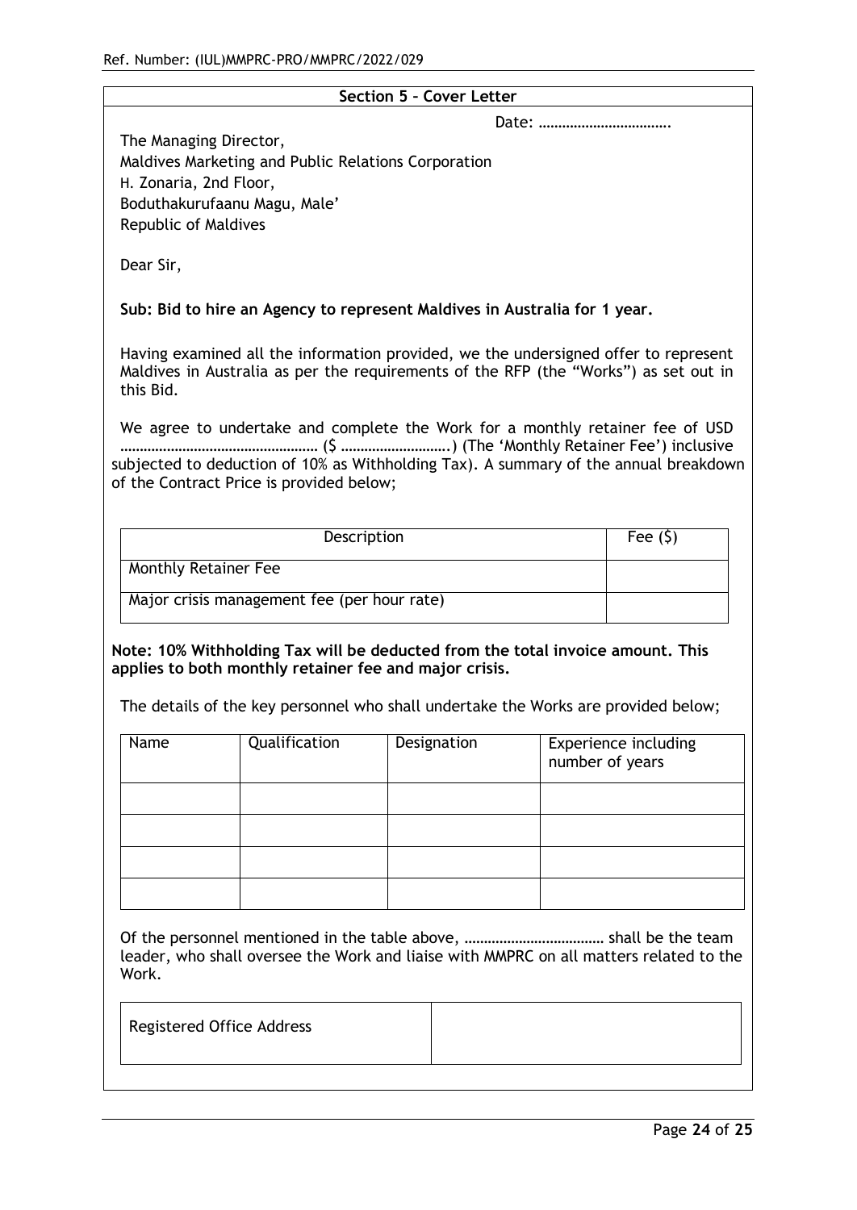## Section 5 – Cover Letter

Date: …………………………….

The Managing Director,
Maldives Marketing and Public Relations Corporation
H. Zonaria, 2nd Floor,
Boduthakurufaanu Magu, Male'
Republic of Maldives

Dear Sir,

**Sub: Bid to hire an Agency to represent Maldives in Australia for 1 year.**

Having examined all the information provided, we the undersigned offer to represent Maldives in Australia as per the requirements of the RFP (the "Works") as set out in this Bid.

We agree to undertake and complete the Work for a monthly retainer fee of USD …………………………………………… ($ ……………………….) (The 'Monthly Retainer Fee') inclusive subjected to deduction of 10% as Withholding Tax). A summary of the annual breakdown of the Contract Price is provided below;

| Description | Fee ($) |
|---|---|
| Monthly Retainer Fee | |
| Major crisis management fee (per hour rate) | |

**Note: 10% Withholding Tax will be deducted from the total invoice amount. This applies to both monthly retainer fee and major crisis.**

The details of the key personnel who shall undertake the Works are provided below;

| Name | Qualification | Designation | Experience including number of years |
|---|---|---|---|
| | | | |
| | | | |
| | | | |
| | | | |

Of the personnel mentioned in the table above, ……………………………… shall be the team leader, who shall oversee the Work and liaise with MMPRC on all matters related to the Work.

| Registered Office Address | |
|---|---|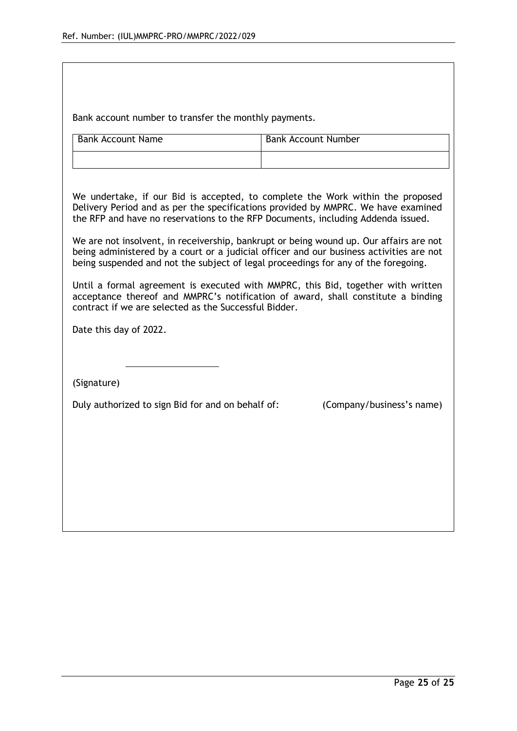Bank account number to transfer the monthly payments.

| Bank Account Name | Bank Account Number |
|---|---|
| | |

We undertake, if our Bid is accepted, to complete the Work within the proposed Delivery Period and as per the specifications provided by MMPRC. We have examined the RFP and have no reservations to the RFP Documents, including Addenda issued.

We are not insolvent, in receivership, bankrupt or being wound up. Our affairs are not being administered by a court or a judicial officer and our business activities are not being suspended and not the subject of legal proceedings for any of the foregoing.

Until a formal agreement is executed with MMPRC, this Bid, together with written acceptance thereof and MMPRC's notification of award, shall constitute a binding contract if we are selected as the Successful Bidder.

Date this day of 2022.

\_\_\_\_\_\_\_\_\_\_\_\_\_\_\_\_\_\_\_\_

(Signature)

Duly authorized to sign Bid for and on behalf of: (Company/business's name)